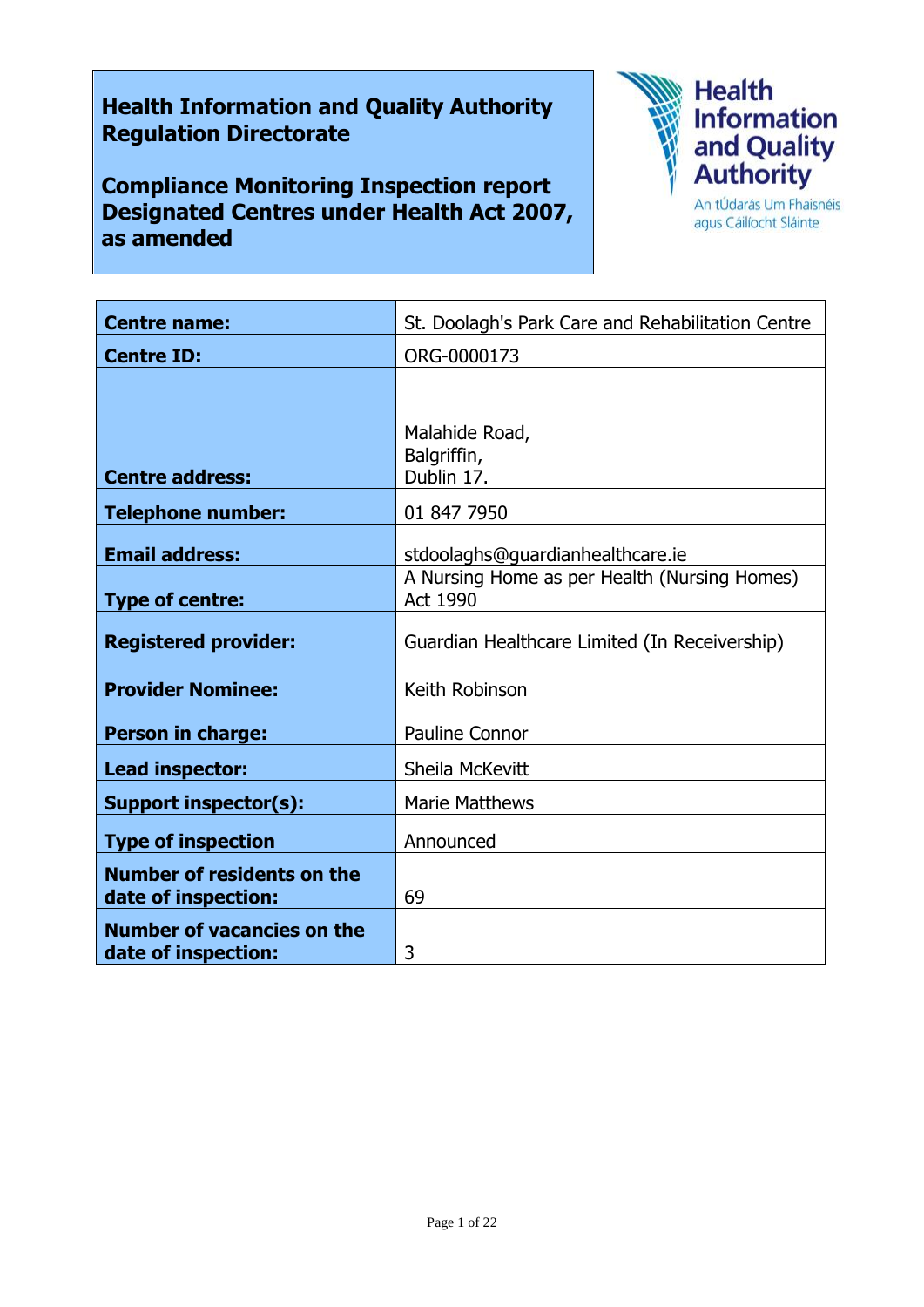**Health Information and Quality Authority Regulation Directorate**

**Compliance Monitoring Inspection report Designated Centres under Health Act 2007, as amended**

Health Information and Quality Authority

An tÚdarás Um Fhaisnéis agus Cáilíocht Sláinte

| | |
|---|---|
| **Centre name:** | St. Doolagh's Park Care and Rehabilitation Centre |
| **Centre ID:** | ORG-0000173 |
| **Centre address:** | Malahide Road, Balgriffin, Dublin 17. |
| **Telephone number:** | 01 847 7950 |
| **Email address:** | stdoolaghs@guardianhealthcare.ie |
| **Type of centre:** | A Nursing Home as per Health (Nursing Homes) Act 1990 |
| **Registered provider:** | Guardian Healthcare Limited (In Receivership) |
| **Provider Nominee:** | Keith Robinson |
| **Person in charge:** | Pauline Connor |
| **Lead inspector:** | Sheila McKevitt |
| **Support inspector(s):** | Marie Matthews |
| **Type of inspection** | Announced |
| **Number of residents on the date of inspection:** | 69 |
| **Number of vacancies on the date of inspection:** | 3 |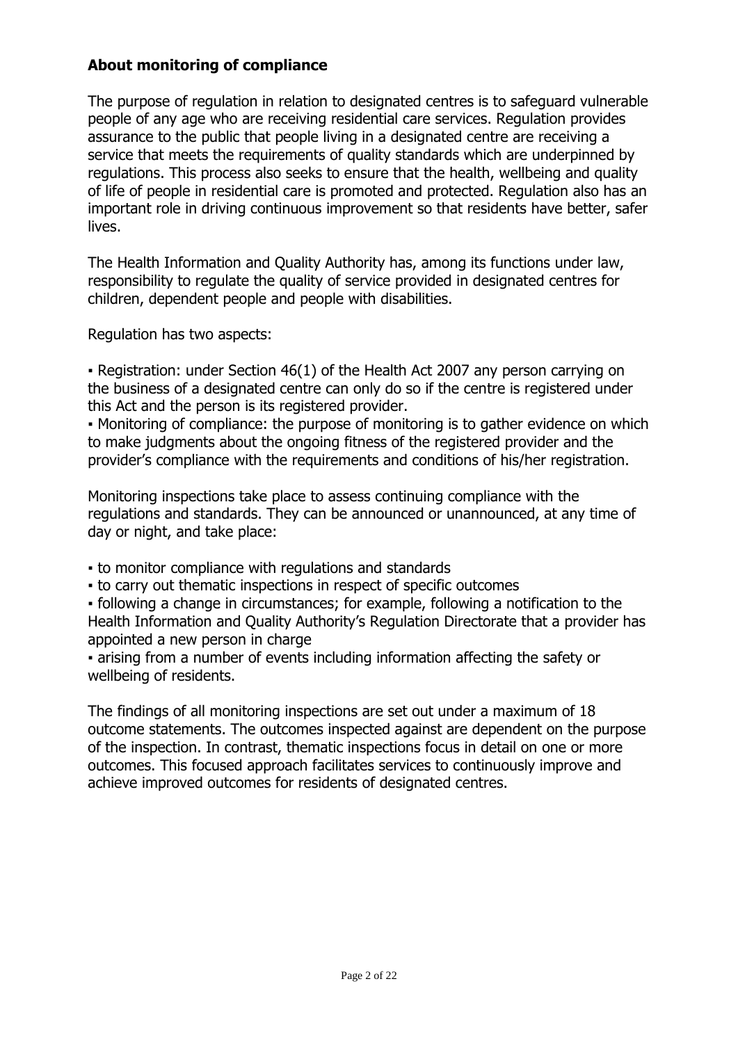## About monitoring of compliance

The purpose of regulation in relation to designated centres is to safeguard vulnerable people of any age who are receiving residential care services. Regulation provides assurance to the public that people living in a designated centre are receiving a service that meets the requirements of quality standards which are underpinned by regulations. This process also seeks to ensure that the health, wellbeing and quality of life of people in residential care is promoted and protected. Regulation also has an important role in driving continuous improvement so that residents have better, safer lives.

The Health Information and Quality Authority has, among its functions under law, responsibility to regulate the quality of service provided in designated centres for children, dependent people and people with disabilities.

Regulation has two aspects:

- Registration: under Section 46(1) of the Health Act 2007 any person carrying on the business of a designated centre can only do so if the centre is registered under this Act and the person is its registered provider.
- Monitoring of compliance: the purpose of monitoring is to gather evidence on which to make judgments about the ongoing fitness of the registered provider and the provider's compliance with the requirements and conditions of his/her registration.

Monitoring inspections take place to assess continuing compliance with the regulations and standards. They can be announced or unannounced, at any time of day or night, and take place:

- to monitor compliance with regulations and standards
- to carry out thematic inspections in respect of specific outcomes
- following a change in circumstances; for example, following a notification to the Health Information and Quality Authority's Regulation Directorate that a provider has appointed a new person in charge
- arising from a number of events including information affecting the safety or wellbeing of residents.

The findings of all monitoring inspections are set out under a maximum of 18 outcome statements. The outcomes inspected against are dependent on the purpose of the inspection. In contrast, thematic inspections focus in detail on one or more outcomes. This focused approach facilitates services to continuously improve and achieve improved outcomes for residents of designated centres.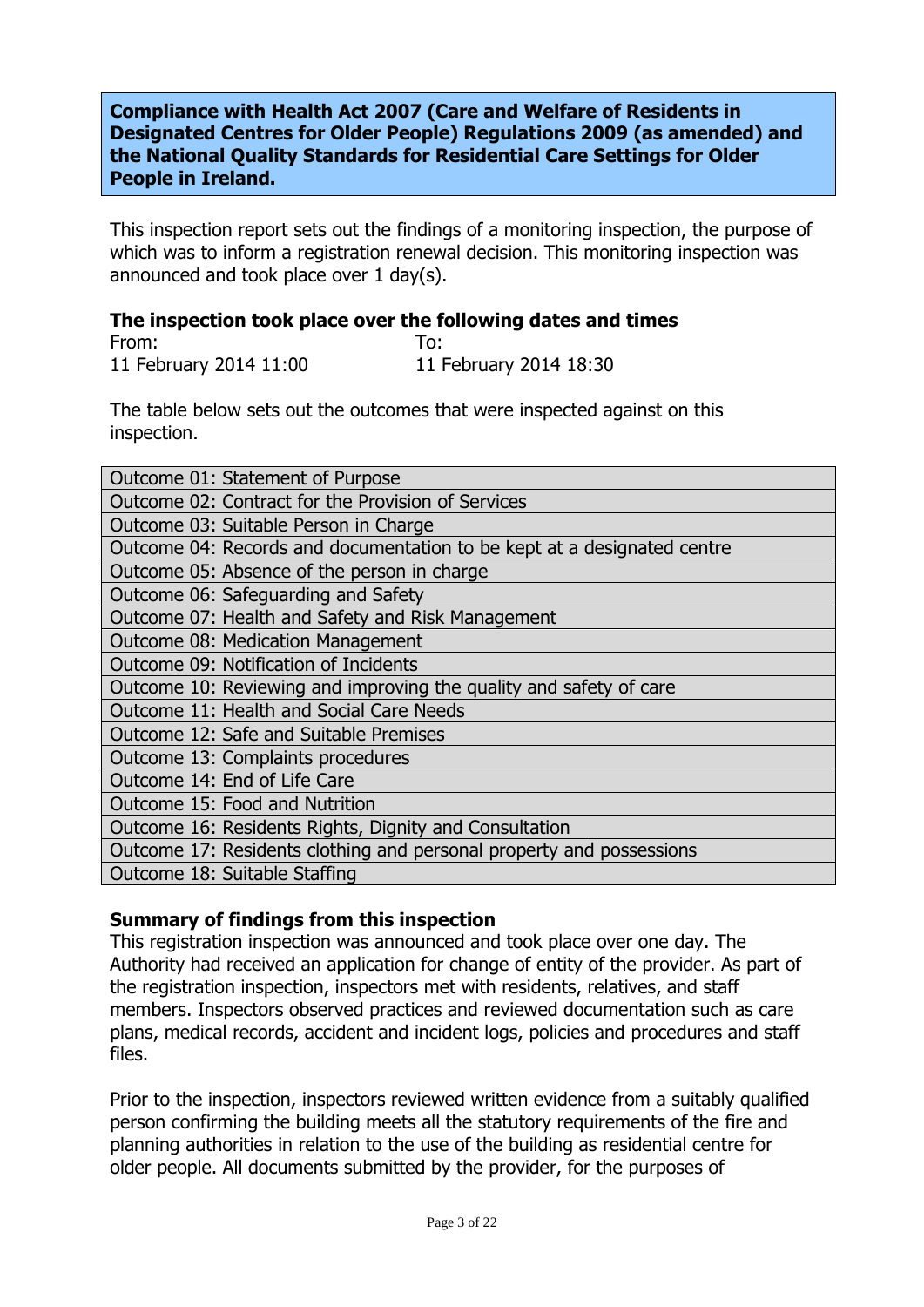**Compliance with Health Act 2007 (Care and Welfare of Residents in Designated Centres for Older People) Regulations 2009 (as amended) and the National Quality Standards for Residential Care Settings for Older People in Ireland.**

This inspection report sets out the findings of a monitoring inspection, the purpose of which was to inform a registration renewal decision. This monitoring inspection was announced and took place over 1 day(s).

### The inspection took place over the following dates and times

| From: | To: |
|---|---|
| 11 February 2014 11:00 | 11 February 2014 18:30 |

The table below sets out the outcomes that were inspected against on this inspection.

| Outcome |
|---|
| Outcome 01: Statement of Purpose |
| Outcome 02: Contract for the Provision of Services |
| Outcome 03: Suitable Person in Charge |
| Outcome 04: Records and documentation to be kept at a designated centre |
| Outcome 05: Absence of the person in charge |
| Outcome 06: Safeguarding and Safety |
| Outcome 07: Health and Safety and Risk Management |
| Outcome 08: Medication Management |
| Outcome 09: Notification of Incidents |
| Outcome 10: Reviewing and improving the quality and safety of care |
| Outcome 11: Health and Social Care Needs |
| Outcome 12: Safe and Suitable Premises |
| Outcome 13: Complaints procedures |
| Outcome 14: End of Life Care |
| Outcome 15: Food and Nutrition |
| Outcome 16: Residents Rights, Dignity and Consultation |
| Outcome 17: Residents clothing and personal property and possessions |
| Outcome 18: Suitable Staffing |

### Summary of findings from this inspection

This registration inspection was announced and took place over one day. The Authority had received an application for change of entity of the provider. As part of the registration inspection, inspectors met with residents, relatives, and staff members. Inspectors observed practices and reviewed documentation such as care plans, medical records, accident and incident logs, policies and procedures and staff files.

Prior to the inspection, inspectors reviewed written evidence from a suitably qualified person confirming the building meets all the statutory requirements of the fire and planning authorities in relation to the use of the building as residential centre for older people. All documents submitted by the provider, for the purposes of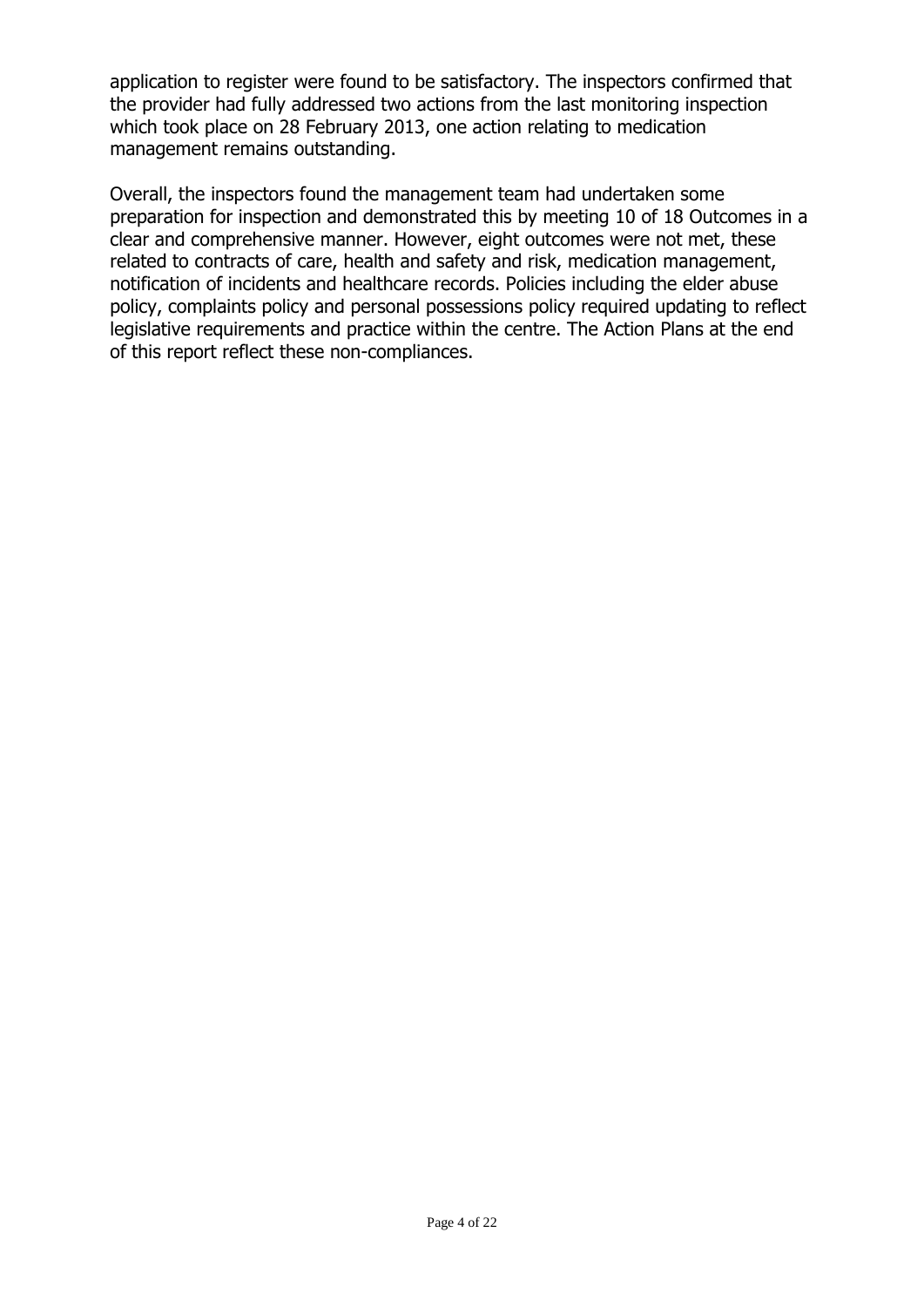application to register were found to be satisfactory. The inspectors confirmed that the provider had fully addressed two actions from the last monitoring inspection which took place on 28 February 2013, one action relating to medication management remains outstanding.

Overall, the inspectors found the management team had undertaken some preparation for inspection and demonstrated this by meeting 10 of 18 Outcomes in a clear and comprehensive manner. However, eight outcomes were not met, these related to contracts of care, health and safety and risk, medication management, notification of incidents and healthcare records. Policies including the elder abuse policy, complaints policy and personal possessions policy required updating to reflect legislative requirements and practice within the centre. The Action Plans at the end of this report reflect these non-compliances.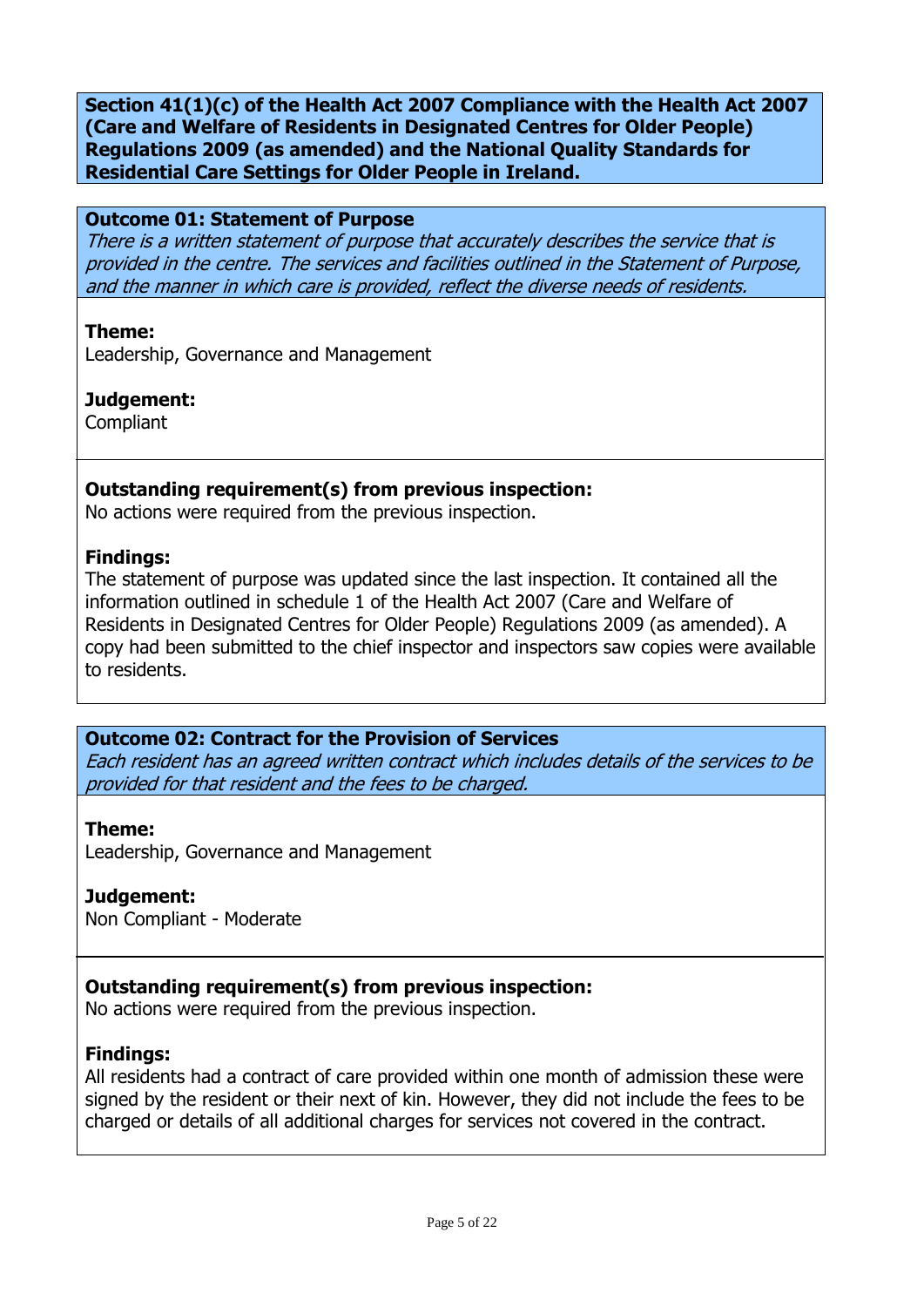**Section 41(1)(c) of the Health Act 2007 Compliance with the Health Act 2007 (Care and Welfare of Residents in Designated Centres for Older People) Regulations 2009 (as amended) and the National Quality Standards for Residential Care Settings for Older People in Ireland.**

## Outcome 01: Statement of Purpose

*There is a written statement of purpose that accurately describes the service that is provided in the centre. The services and facilities outlined in the Statement of Purpose, and the manner in which care is provided, reflect the diverse needs of residents.*

**Theme:**
Leadership, Governance and Management

**Judgement:**
Compliant

**Outstanding requirement(s) from previous inspection:**
No actions were required from the previous inspection.

**Findings:**
The statement of purpose was updated since the last inspection. It contained all the information outlined in schedule 1 of the Health Act 2007 (Care and Welfare of Residents in Designated Centres for Older People) Regulations 2009 (as amended). A copy had been submitted to the chief inspector and inspectors saw copies were available to residents.

## Outcome 02: Contract for the Provision of Services

*Each resident has an agreed written contract which includes details of the services to be provided for that resident and the fees to be charged.*

**Theme:**
Leadership, Governance and Management

**Judgement:**
Non Compliant - Moderate

**Outstanding requirement(s) from previous inspection:**
No actions were required from the previous inspection.

**Findings:**
All residents had a contract of care provided within one month of admission these were signed by the resident or their next of kin. However, they did not include the fees to be charged or details of all additional charges for services not covered in the contract.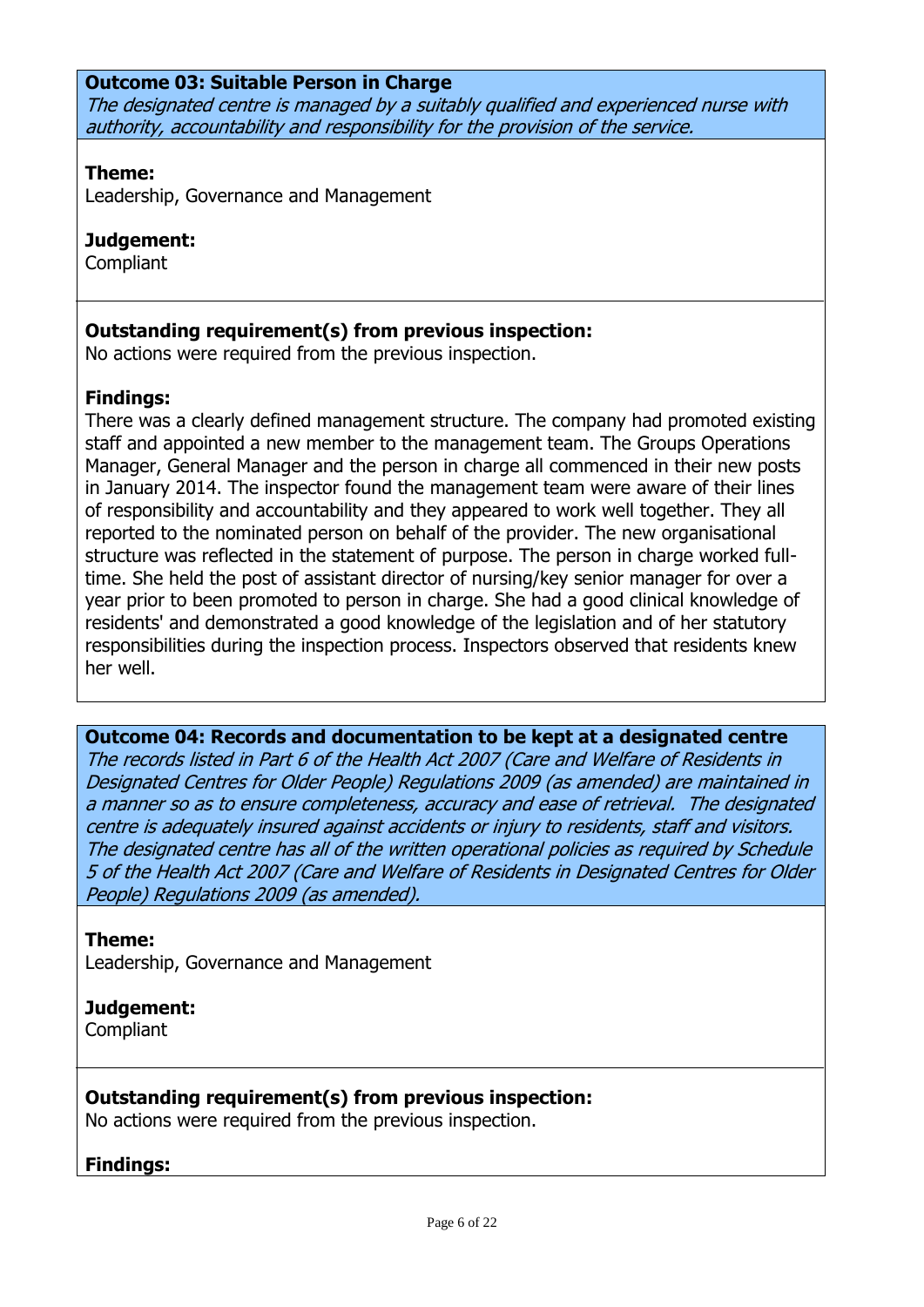**Outcome 03: Suitable Person in Charge**

*The designated centre is managed by a suitably qualified and experienced nurse with authority, accountability and responsibility for the provision of the service.*

**Theme:**
Leadership, Governance and Management

**Judgement:**
Compliant

**Outstanding requirement(s) from previous inspection:**
No actions were required from the previous inspection.

**Findings:**
There was a clearly defined management structure. The company had promoted existing staff and appointed a new member to the management team. The Groups Operations Manager, General Manager and the person in charge all commenced in their new posts in January 2014. The inspector found the management team were aware of their lines of responsibility and accountability and they appeared to work well together. They all reported to the nominated person on behalf of the provider. The new organisational structure was reflected in the statement of purpose. The person in charge worked full-time. She held the post of assistant director of nursing/key senior manager for over a year prior to been promoted to person in charge. She had a good clinical knowledge of residents' and demonstrated a good knowledge of the legislation and of her statutory responsibilities during the inspection process. Inspectors observed that residents knew her well.

**Outcome 04: Records and documentation to be kept at a designated centre**

*The records listed in Part 6 of the Health Act 2007 (Care and Welfare of Residents in Designated Centres for Older People) Regulations 2009 (as amended) are maintained in a manner so as to ensure completeness, accuracy and ease of retrieval. The designated centre is adequately insured against accidents or injury to residents, staff and visitors. The designated centre has all of the written operational policies as required by Schedule 5 of the Health Act 2007 (Care and Welfare of Residents in Designated Centres for Older People) Regulations 2009 (as amended).*

**Theme:**
Leadership, Governance and Management

**Judgement:**
Compliant

**Outstanding requirement(s) from previous inspection:**
No actions were required from the previous inspection.

**Findings:**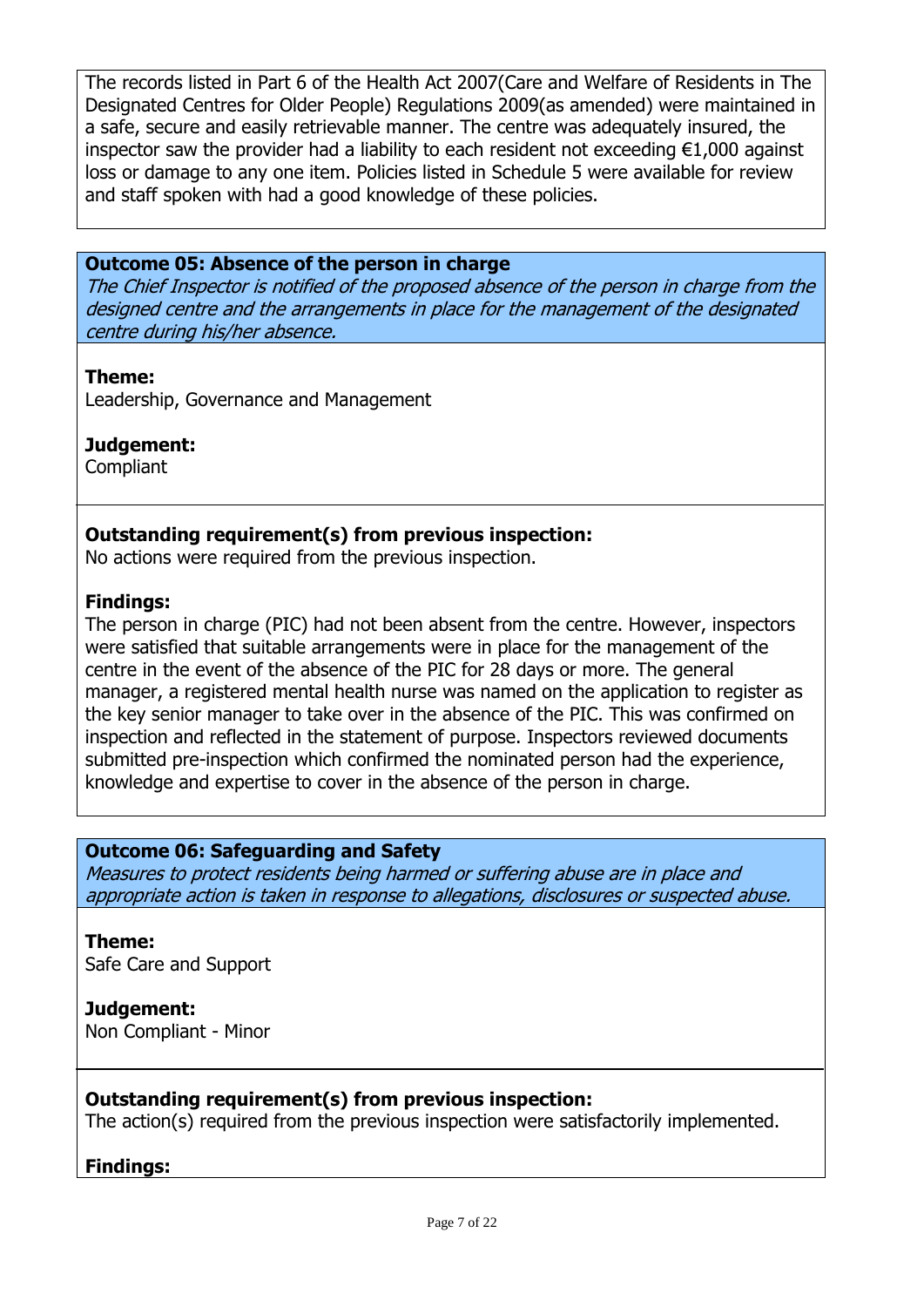The records listed in Part 6 of the Health Act 2007(Care and Welfare of Residents in The Designated Centres for Older People) Regulations 2009(as amended) were maintained in a safe, secure and easily retrievable manner. The centre was adequately insured, the inspector saw the provider had a liability to each resident not exceeding €1,000 against loss or damage to any one item. Policies listed in Schedule 5 were available for review and staff spoken with had a good knowledge of these policies.

**Outcome 05: Absence of the person in charge**
*The Chief Inspector is notified of the proposed absence of the person in charge from the designed centre and the arrangements in place for the management of the designated centre during his/her absence.*

**Theme:**
Leadership, Governance and Management

**Judgement:**
Compliant

**Outstanding requirement(s) from previous inspection:**
No actions were required from the previous inspection.

**Findings:**
The person in charge (PIC) had not been absent from the centre. However, inspectors were satisfied that suitable arrangements were in place for the management of the centre in the event of the absence of the PIC for 28 days or more. The general manager, a registered mental health nurse was named on the application to register as the key senior manager to take over in the absence of the PIC. This was confirmed on inspection and reflected in the statement of purpose. Inspectors reviewed documents submitted pre-inspection which confirmed the nominated person had the experience, knowledge and expertise to cover in the absence of the person in charge.

**Outcome 06: Safeguarding and Safety**
*Measures to protect residents being harmed or suffering abuse are in place and appropriate action is taken in response to allegations, disclosures or suspected abuse.*

**Theme:**
Safe Care and Support

**Judgement:**
Non Compliant - Minor

**Outstanding requirement(s) from previous inspection:**
The action(s) required from the previous inspection were satisfactorily implemented.

**Findings:**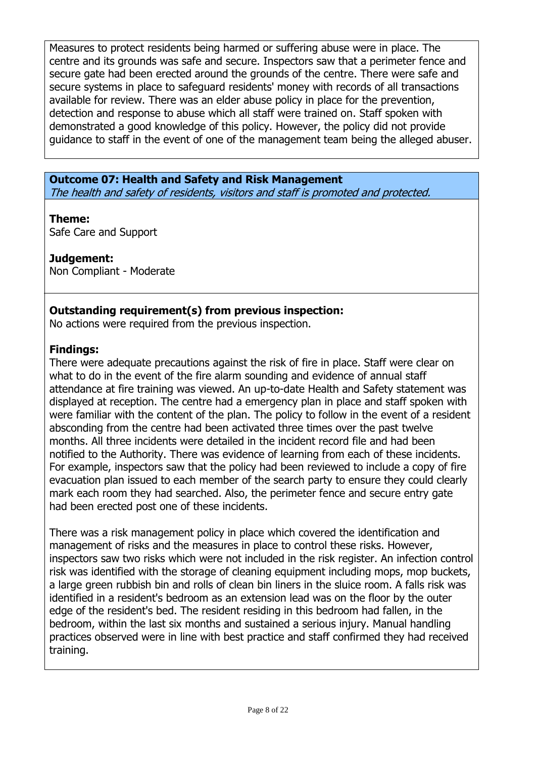Measures to protect residents being harmed or suffering abuse were in place. The centre and its grounds was safe and secure. Inspectors saw that a perimeter fence and secure gate had been erected around the grounds of the centre. There were safe and secure systems in place to safeguard residents' money with records of all transactions available for review. There was an elder abuse policy in place for the prevention, detection and response to abuse which all staff were trained on. Staff spoken with demonstrated a good knowledge of this policy. However, the policy did not provide guidance to staff in the event of one of the management team being the alleged abuser.

## Outcome 07: Health and Safety and Risk Management

*The health and safety of residents, visitors and staff is promoted and protected.*

**Theme:**
Safe Care and Support

**Judgement:**
Non Compliant - Moderate

**Outstanding requirement(s) from previous inspection:**
No actions were required from the previous inspection.

**Findings:**
There were adequate precautions against the risk of fire in place. Staff were clear on what to do in the event of the fire alarm sounding and evidence of annual staff attendance at fire training was viewed. An up-to-date Health and Safety statement was displayed at reception. The centre had a emergency plan in place and staff spoken with were familiar with the content of the plan. The policy to follow in the event of a resident absconding from the centre had been activated three times over the past twelve months. All three incidents were detailed in the incident record file and had been notified to the Authority. There was evidence of learning from each of these incidents. For example, inspectors saw that the policy had been reviewed to include a copy of fire evacuation plan issued to each member of the search party to ensure they could clearly mark each room they had searched. Also, the perimeter fence and secure entry gate had been erected post one of these incidents.

There was a risk management policy in place which covered the identification and management of risks and the measures in place to control these risks. However, inspectors saw two risks which were not included in the risk register. An infection control risk was identified with the storage of cleaning equipment including mops, mop buckets, a large green rubbish bin and rolls of clean bin liners in the sluice room. A falls risk was identified in a resident's bedroom as an extension lead was on the floor by the outer edge of the resident's bed. The resident residing in this bedroom had fallen, in the bedroom, within the last six months and sustained a serious injury. Manual handling practices observed were in line with best practice and staff confirmed they had received training.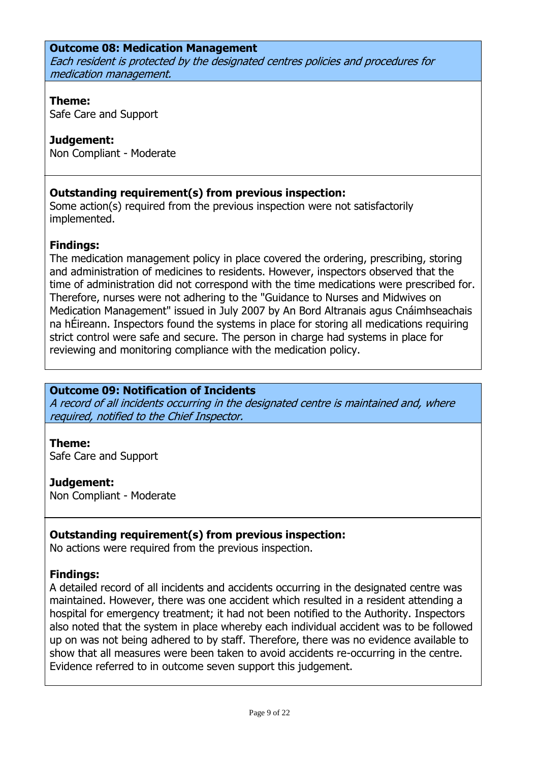**Outcome 08: Medication Management**

*Each resident is protected by the designated centres policies and procedures for medication management.*

**Theme:**
Safe Care and Support

**Judgement:**
Non Compliant - Moderate

**Outstanding requirement(s) from previous inspection:**
Some action(s) required from the previous inspection were not satisfactorily implemented.

**Findings:**
The medication management policy in place covered the ordering, prescribing, storing and administration of medicines to residents. However, inspectors observed that the time of administration did not correspond with the time medications were prescribed for. Therefore, nurses were not adhering to the "Guidance to Nurses and Midwives on Medication Management" issued in July 2007 by An Bord Altranais agus Cnáimhseachais na hÉireann. Inspectors found the systems in place for storing all medications requiring strict control were safe and secure. The person in charge had systems in place for reviewing and monitoring compliance with the medication policy.

**Outcome 09: Notification of Incidents**

*A record of all incidents occurring in the designated centre is maintained and, where required, notified to the Chief Inspector.*

**Theme:**
Safe Care and Support

**Judgement:**
Non Compliant - Moderate

**Outstanding requirement(s) from previous inspection:**
No actions were required from the previous inspection.

**Findings:**
A detailed record of all incidents and accidents occurring in the designated centre was maintained. However, there was one accident which resulted in a resident attending a hospital for emergency treatment; it had not been notified to the Authority. Inspectors also noted that the system in place whereby each individual accident was to be followed up on was not being adhered to by staff. Therefore, there was no evidence available to show that all measures were been taken to avoid accidents re-occurring in the centre. Evidence referred to in outcome seven support this judgement.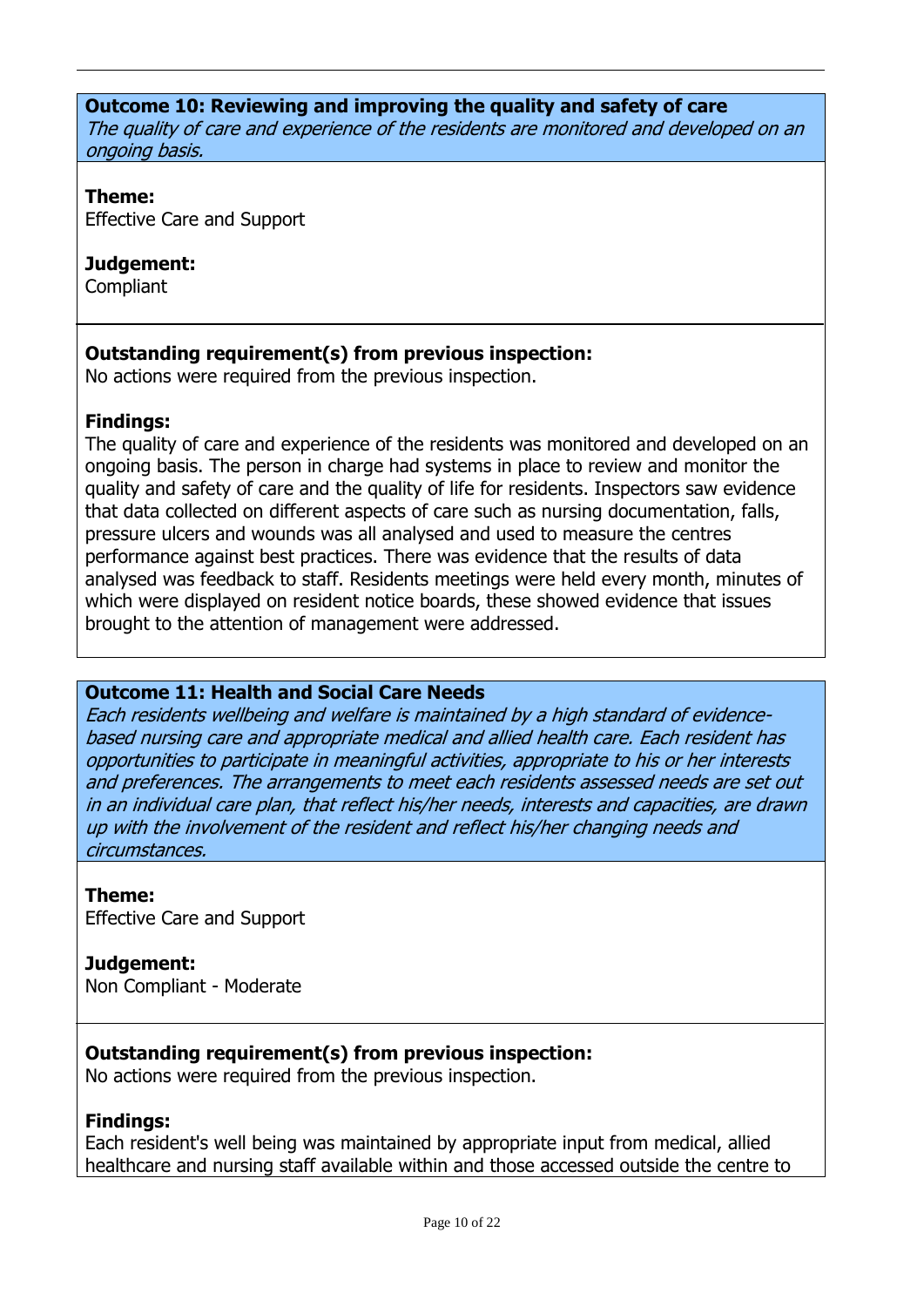**Outcome 10: Reviewing and improving the quality and safety of care**
*The quality of care and experience of the residents are monitored and developed on an ongoing basis.*

**Theme:**
Effective Care and Support

**Judgement:**
Compliant

**Outstanding requirement(s) from previous inspection:**
No actions were required from the previous inspection.

**Findings:**
The quality of care and experience of the residents was monitored and developed on an ongoing basis. The person in charge had systems in place to review and monitor the quality and safety of care and the quality of life for residents. Inspectors saw evidence that data collected on different aspects of care such as nursing documentation, falls, pressure ulcers and wounds was all analysed and used to measure the centres performance against best practices. There was evidence that the results of data analysed was feedback to staff. Residents meetings were held every month, minutes of which were displayed on resident notice boards, these showed evidence that issues brought to the attention of management were addressed.

**Outcome 11: Health and Social Care Needs**
*Each residents wellbeing and welfare is maintained by a high standard of evidence-based nursing care and appropriate medical and allied health care. Each resident has opportunities to participate in meaningful activities, appropriate to his or her interests and preferences. The arrangements to meet each residents assessed needs are set out in an individual care plan, that reflect his/her needs, interests and capacities, are drawn up with the involvement of the resident and reflect his/her changing needs and circumstances.*

**Theme:**
Effective Care and Support

**Judgement:**
Non Compliant - Moderate

**Outstanding requirement(s) from previous inspection:**
No actions were required from the previous inspection.

**Findings:**
Each resident's well being was maintained by appropriate input from medical, allied healthcare and nursing staff available within and those accessed outside the centre to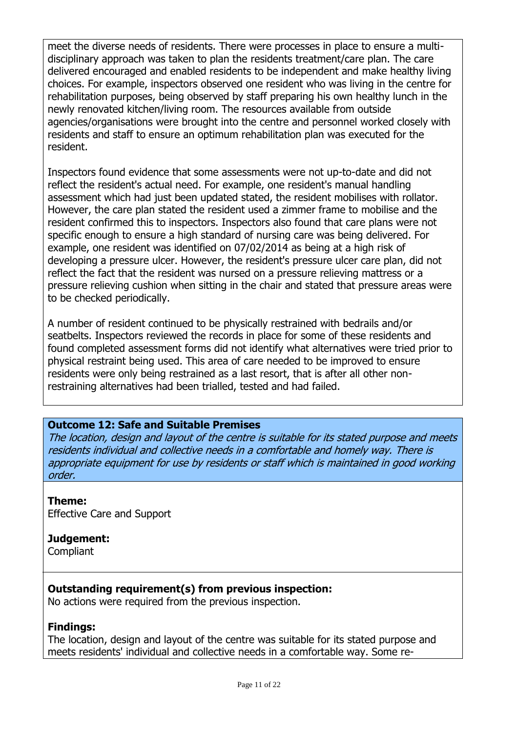meet the diverse needs of residents. There were processes in place to ensure a multi-disciplinary approach was taken to plan the residents treatment/care plan. The care delivered encouraged and enabled residents to be independent and make healthy living choices. For example, inspectors observed one resident who was living in the centre for rehabilitation purposes, being observed by staff preparing his own healthy lunch in the newly renovated kitchen/living room. The resources available from outside agencies/organisations were brought into the centre and personnel worked closely with residents and staff to ensure an optimum rehabilitation plan was executed for the resident.

Inspectors found evidence that some assessments were not up-to-date and did not reflect the resident's actual need. For example, one resident's manual handling assessment which had just been updated stated, the resident mobilises with rollator. However, the care plan stated the resident used a zimmer frame to mobilise and the resident confirmed this to inspectors. Inspectors also found that care plans were not specific enough to ensure a high standard of nursing care was being delivered. For example, one resident was identified on 07/02/2014 as being at a high risk of developing a pressure ulcer. However, the resident's pressure ulcer care plan, did not reflect the fact that the resident was nursed on a pressure relieving mattress or a pressure relieving cushion when sitting in the chair and stated that pressure areas were to be checked periodically.

A number of resident continued to be physically restrained with bedrails and/or seatbelts. Inspectors reviewed the records in place for some of these residents and found completed assessment forms did not identify what alternatives were tried prior to physical restraint being used. This area of care needed to be improved to ensure residents were only being restrained as a last resort, that is after all other non-restraining alternatives had been trialled, tested and had failed.

**Outcome 12: Safe and Suitable Premises**
*The location, design and layout of the centre is suitable for its stated purpose and meets residents individual and collective needs in a comfortable and homely way. There is appropriate equipment for use by residents or staff which is maintained in good working order.*

**Theme:**
Effective Care and Support

**Judgement:**
Compliant

**Outstanding requirement(s) from previous inspection:**
No actions were required from the previous inspection.

**Findings:**
The location, design and layout of the centre was suitable for its stated purpose and meets residents' individual and collective needs in a comfortable way. Some re-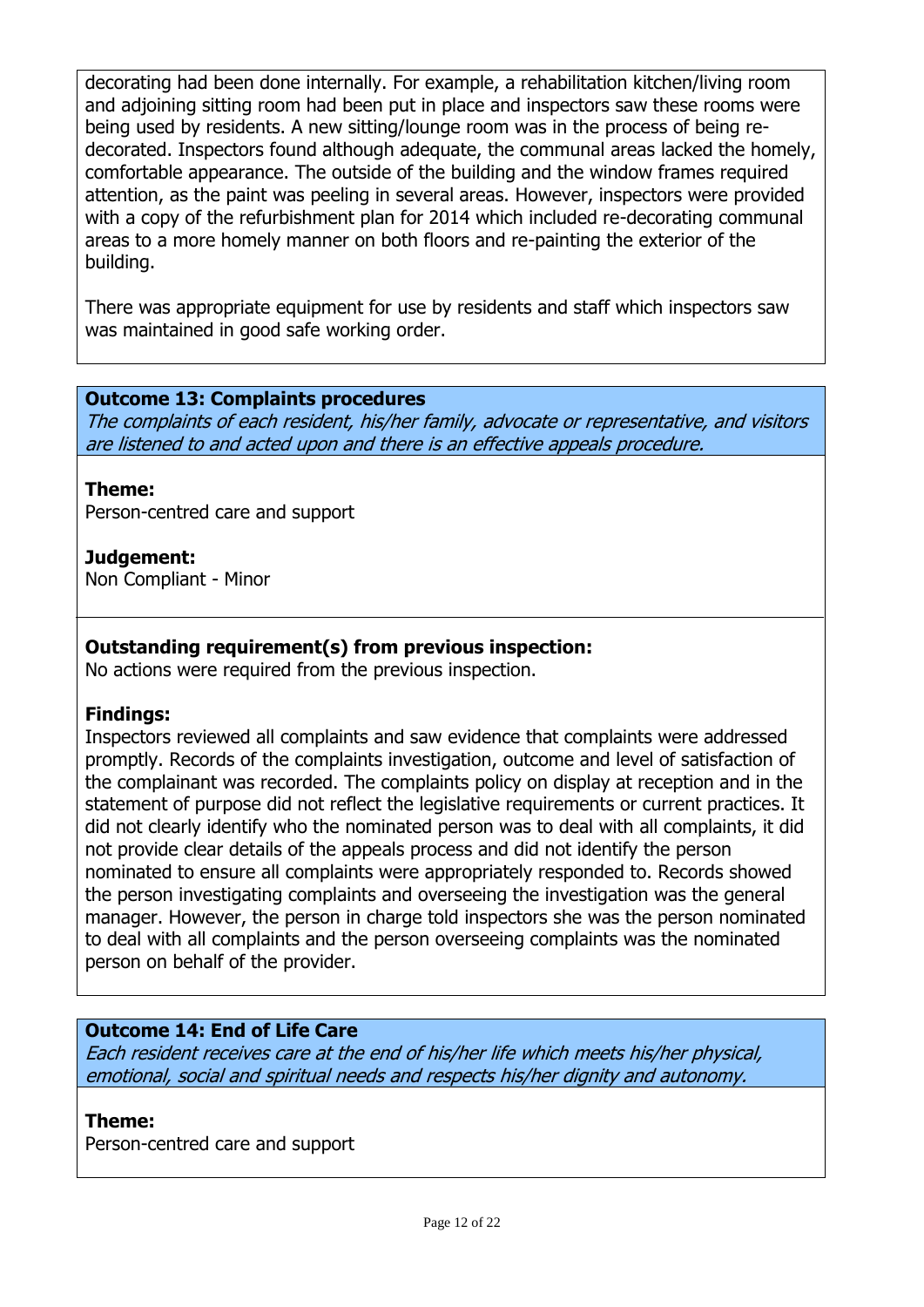decorating had been done internally. For example, a rehabilitation kitchen/living room and adjoining sitting room had been put in place and inspectors saw these rooms were being used by residents. A new sitting/lounge room was in the process of being re-decorated. Inspectors found although adequate, the communal areas lacked the homely, comfortable appearance. The outside of the building and the window frames required attention, as the paint was peeling in several areas. However, inspectors were provided with a copy of the refurbishment plan for 2014 which included re-decorating communal areas to a more homely manner on both floors and re-painting the exterior of the building.

There was appropriate equipment for use by residents and staff which inspectors saw was maintained in good safe working order.

### Outcome 13: Complaints procedures

*The complaints of each resident, his/her family, advocate or representative, and visitors are listened to and acted upon and there is an effective appeals procedure.*

**Theme:**
Person-centred care and support

**Judgement:**
Non Compliant - Minor

**Outstanding requirement(s) from previous inspection:**
No actions were required from the previous inspection.

**Findings:**
Inspectors reviewed all complaints and saw evidence that complaints were addressed promptly. Records of the complaints investigation, outcome and level of satisfaction of the complainant was recorded. The complaints policy on display at reception and in the statement of purpose did not reflect the legislative requirements or current practices. It did not clearly identify who the nominated person was to deal with all complaints, it did not provide clear details of the appeals process and did not identify the person nominated to ensure all complaints were appropriately responded to. Records showed the person investigating complaints and overseeing the investigation was the general manager. However, the person in charge told inspectors she was the person nominated to deal with all complaints and the person overseeing complaints was the nominated person on behalf of the provider.

### Outcome 14: End of Life Care

*Each resident receives care at the end of his/her life which meets his/her physical, emotional, social and spiritual needs and respects his/her dignity and autonomy.*

**Theme:**
Person-centred care and support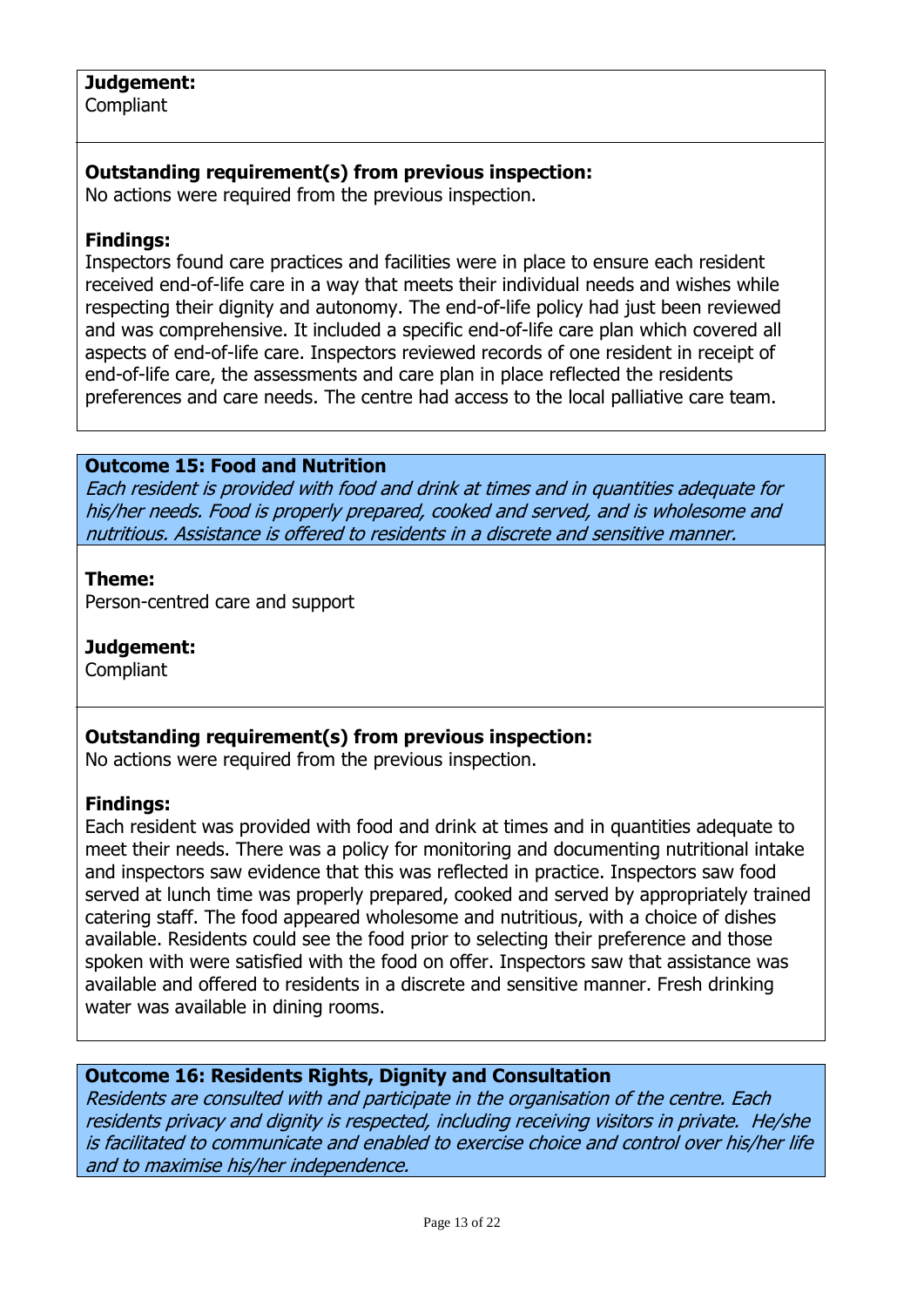**Judgement:**
Compliant

**Outstanding requirement(s) from previous inspection:**
No actions were required from the previous inspection.

**Findings:**
Inspectors found care practices and facilities were in place to ensure each resident received end-of-life care in a way that meets their individual needs and wishes while respecting their dignity and autonomy. The end-of-life policy had just been reviewed and was comprehensive. It included a specific end-of-life care plan which covered all aspects of end-of-life care. Inspectors reviewed records of one resident in receipt of end-of-life care, the assessments and care plan in place reflected the residents preferences and care needs. The centre had access to the local palliative care team.

**Outcome 15: Food and Nutrition**
*Each resident is provided with food and drink at times and in quantities adequate for his/her needs. Food is properly prepared, cooked and served, and is wholesome and nutritious. Assistance is offered to residents in a discrete and sensitive manner.*

**Theme:**
Person-centred care and support

**Judgement:**
Compliant

**Outstanding requirement(s) from previous inspection:**
No actions were required from the previous inspection.

**Findings:**
Each resident was provided with food and drink at times and in quantities adequate to meet their needs. There was a policy for monitoring and documenting nutritional intake and inspectors saw evidence that this was reflected in practice. Inspectors saw food served at lunch time was properly prepared, cooked and served by appropriately trained catering staff. The food appeared wholesome and nutritious, with a choice of dishes available. Residents could see the food prior to selecting their preference and those spoken with were satisfied with the food on offer. Inspectors saw that assistance was available and offered to residents in a discrete and sensitive manner. Fresh drinking water was available in dining rooms.

**Outcome 16: Residents Rights, Dignity and Consultation**
*Residents are consulted with and participate in the organisation of the centre. Each residents privacy and dignity is respected, including receiving visitors in private. He/she is facilitated to communicate and enabled to exercise choice and control over his/her life and to maximise his/her independence.*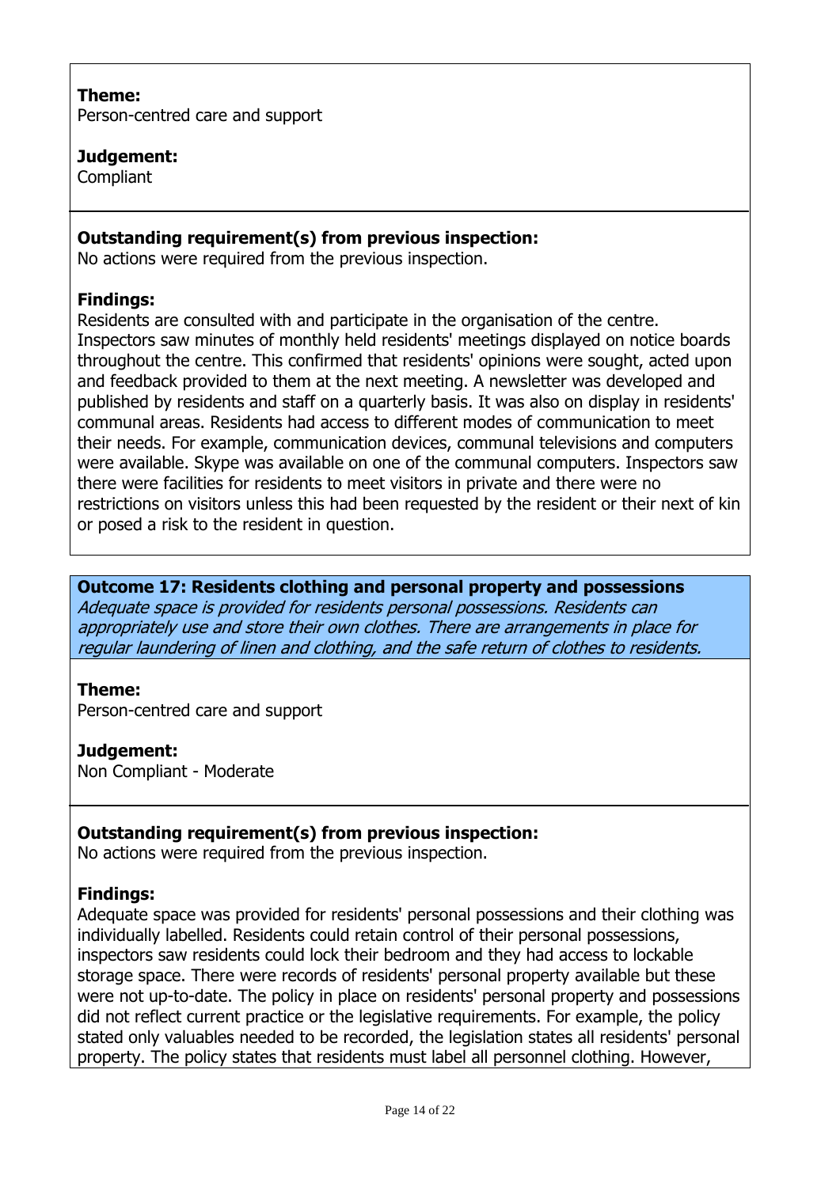**Theme:**
Person-centred care and support

**Judgement:**
Compliant

**Outstanding requirement(s) from previous inspection:**
No actions were required from the previous inspection.

**Findings:**
Residents are consulted with and participate in the organisation of the centre. Inspectors saw minutes of monthly held residents' meetings displayed on notice boards throughout the centre. This confirmed that residents' opinions were sought, acted upon and feedback provided to them at the next meeting. A newsletter was developed and published by residents and staff on a quarterly basis. It was also on display in residents' communal areas. Residents had access to different modes of communication to meet their needs. For example, communication devices, communal televisions and computers were available. Skype was available on one of the communal computers. Inspectors saw there were facilities for residents to meet visitors in private and there were no restrictions on visitors unless this had been requested by the resident or their next of kin or posed a risk to the resident in question.

**Outcome 17: Residents clothing and personal property and possessions**
*Adequate space is provided for residents personal possessions. Residents can appropriately use and store their own clothes. There are arrangements in place for regular laundering of linen and clothing, and the safe return of clothes to residents.*

**Theme:**
Person-centred care and support

**Judgement:**
Non Compliant - Moderate

**Outstanding requirement(s) from previous inspection:**
No actions were required from the previous inspection.

**Findings:**
Adequate space was provided for residents' personal possessions and their clothing was individually labelled. Residents could retain control of their personal possessions, inspectors saw residents could lock their bedroom and they had access to lockable storage space. There were records of residents' personal property available but these were not up-to-date. The policy in place on residents' personal property and possessions did not reflect current practice or the legislative requirements. For example, the policy stated only valuables needed to be recorded, the legislation states all residents' personal property. The policy states that residents must label all personnel clothing. However,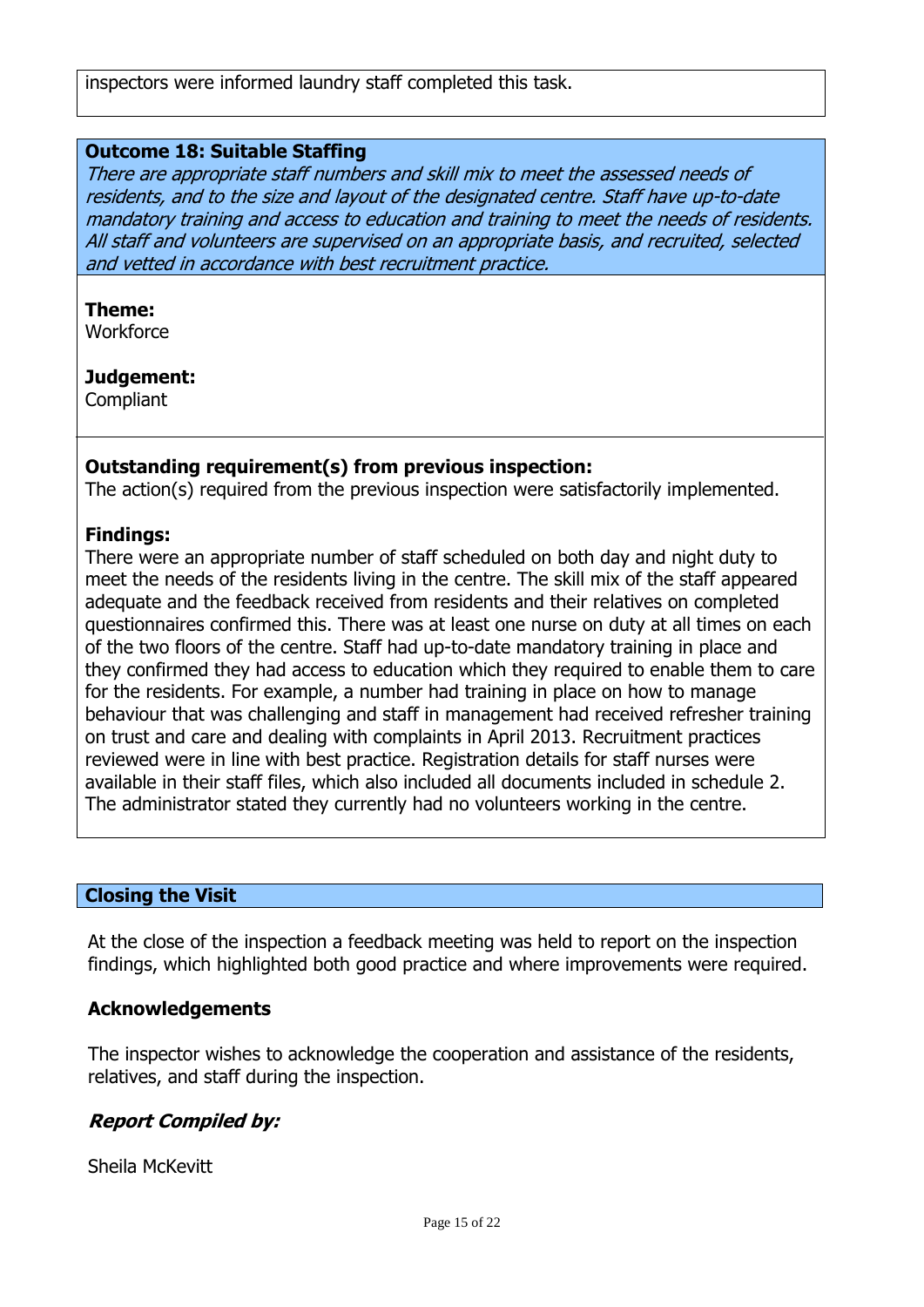inspectors were informed laundry staff completed this task.

**Outcome 18: Suitable Staffing**

*There are appropriate staff numbers and skill mix to meet the assessed needs of residents, and to the size and layout of the designated centre. Staff have up-to-date mandatory training and access to education and training to meet the needs of residents. All staff and volunteers are supervised on an appropriate basis, and recruited, selected and vetted in accordance with best recruitment practice.*

**Theme:**
Workforce

**Judgement:**
Compliant

**Outstanding requirement(s) from previous inspection:**
The action(s) required from the previous inspection were satisfactorily implemented.

**Findings:**
There were an appropriate number of staff scheduled on both day and night duty to meet the needs of the residents living in the centre. The skill mix of the staff appeared adequate and the feedback received from residents and their relatives on completed questionnaires confirmed this. There was at least one nurse on duty at all times on each of the two floors of the centre. Staff had up-to-date mandatory training in place and they confirmed they had access to education which they required to enable them to care for the residents. For example, a number had training in place on how to manage behaviour that was challenging and staff in management had received refresher training on trust and care and dealing with complaints in April 2013. Recruitment practices reviewed were in line with best practice. Registration details for staff nurses were available in their staff files, which also included all documents included in schedule 2. The administrator stated they currently had no volunteers working in the centre.

## Closing the Visit

At the close of the inspection a feedback meeting was held to report on the inspection findings, which highlighted both good practice and where improvements were required.

### Acknowledgements

The inspector wishes to acknowledge the cooperation and assistance of the residents, relatives, and staff during the inspection.

***Report Compiled by:***

Sheila McKevitt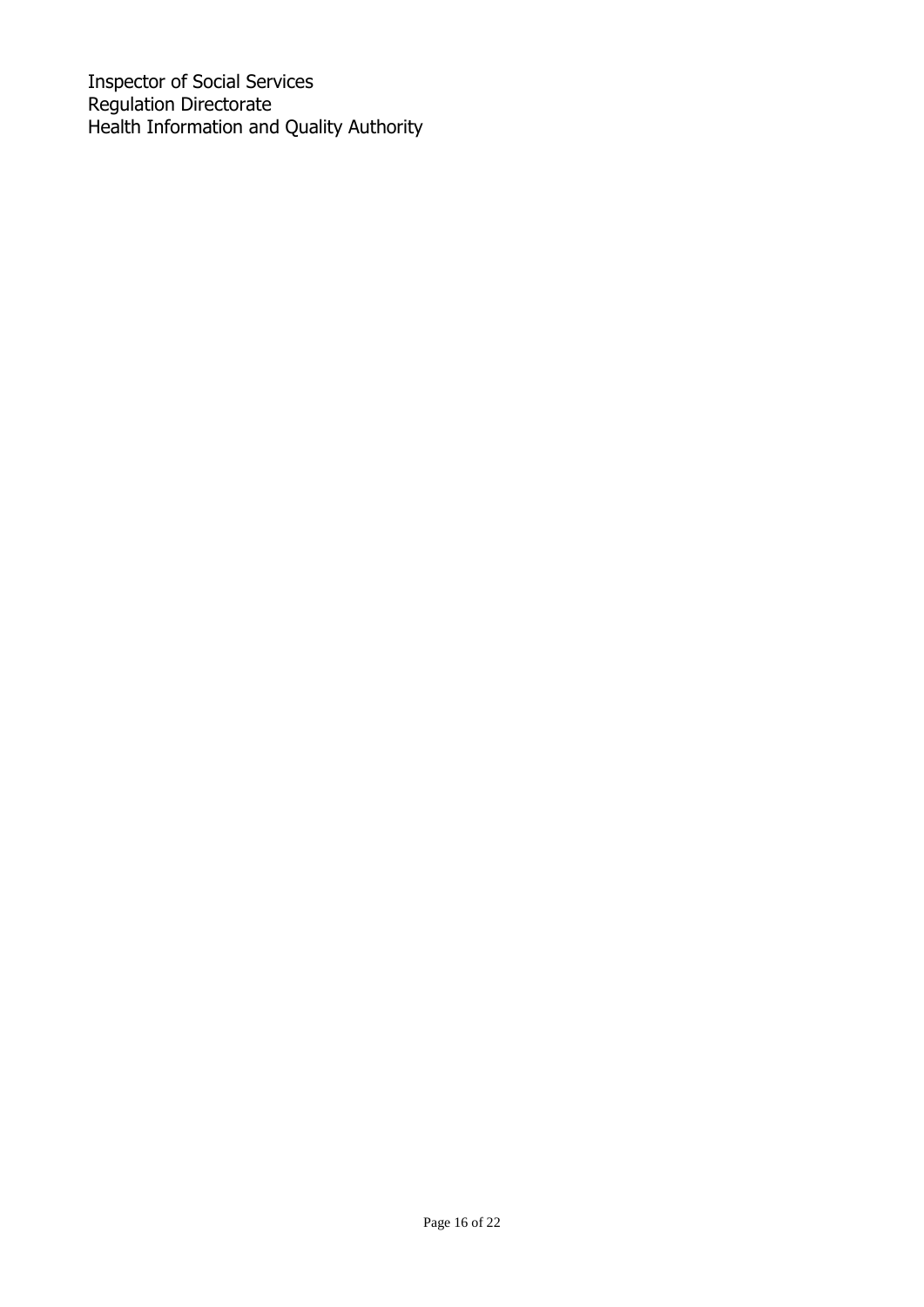Inspector of Social Services
Regulation Directorate
Health Information and Quality Authority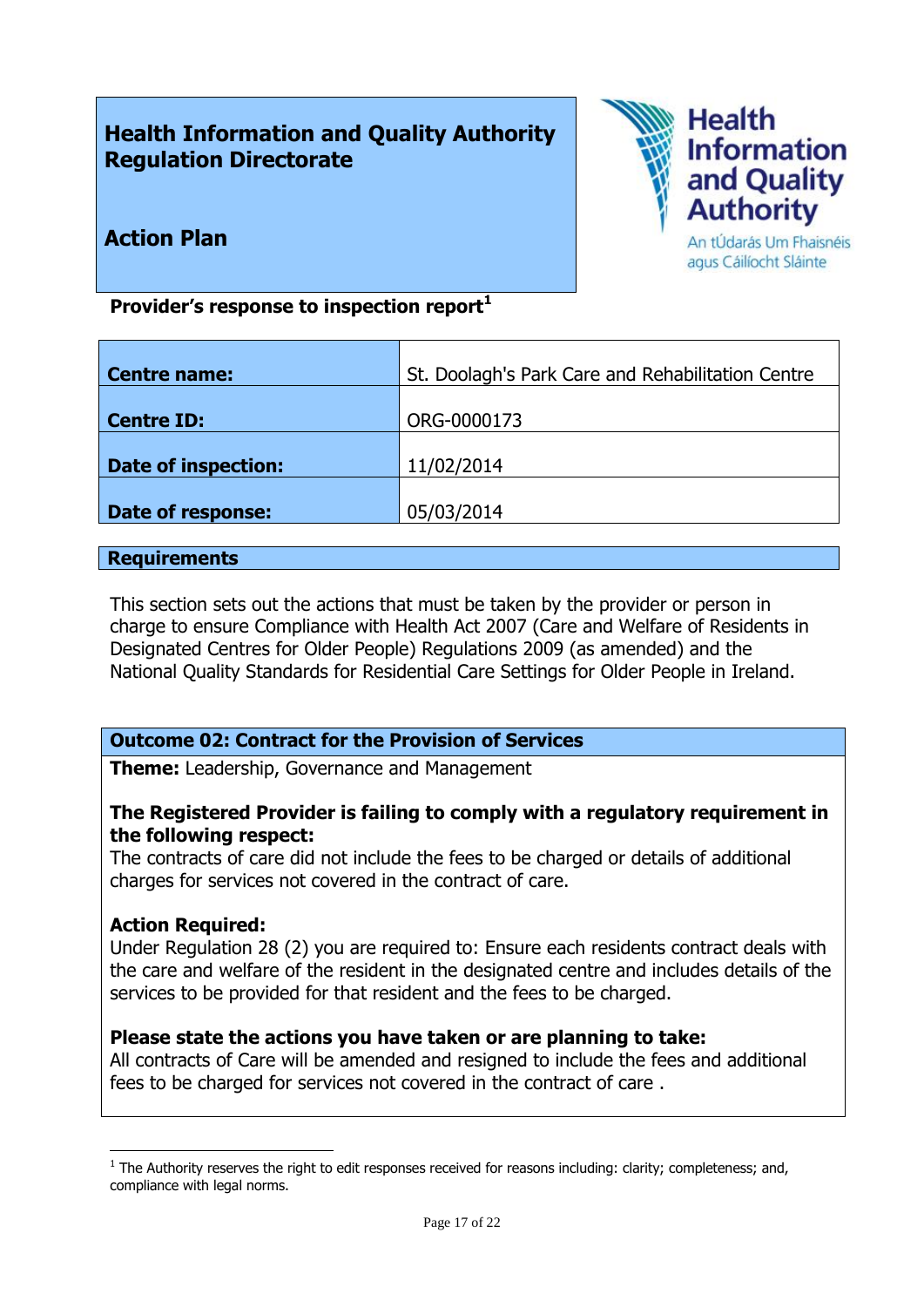**Health Information and Quality Authority Regulation Directorate**

**Action Plan**

**Provider's response to inspection report**[1]

| **Centre name:** | St. Doolagh's Park Care and Rehabilitation Centre |
|---|---|
| **Centre ID:** | ORG-0000173 |
| **Date of inspection:** | 11/02/2014 |
| **Date of response:** | 05/03/2014 |

## Requirements

This section sets out the actions that must be taken by the provider or person in charge to ensure Compliance with Health Act 2007 (Care and Welfare of Residents in Designated Centres for Older People) Regulations 2009 (as amended) and the National Quality Standards for Residential Care Settings for Older People in Ireland.

### Outcome 02: Contract for the Provision of Services

**Theme:** Leadership, Governance and Management

**The Registered Provider is failing to comply with a regulatory requirement in the following respect:**
The contracts of care did not include the fees to be charged or details of additional charges for services not covered in the contract of care.

**Action Required:**
Under Regulation 28 (2) you are required to: Ensure each residents contract deals with the care and welfare of the resident in the designated centre and includes details of the services to be provided for that resident and the fees to be charged.

**Please state the actions you have taken or are planning to take:**
All contracts of Care will be amended and resigned to include the fees and additional fees to be charged for services not covered in the contract of care .

[1] The Authority reserves the right to edit responses received for reasons including: clarity; completeness; and, compliance with legal norms.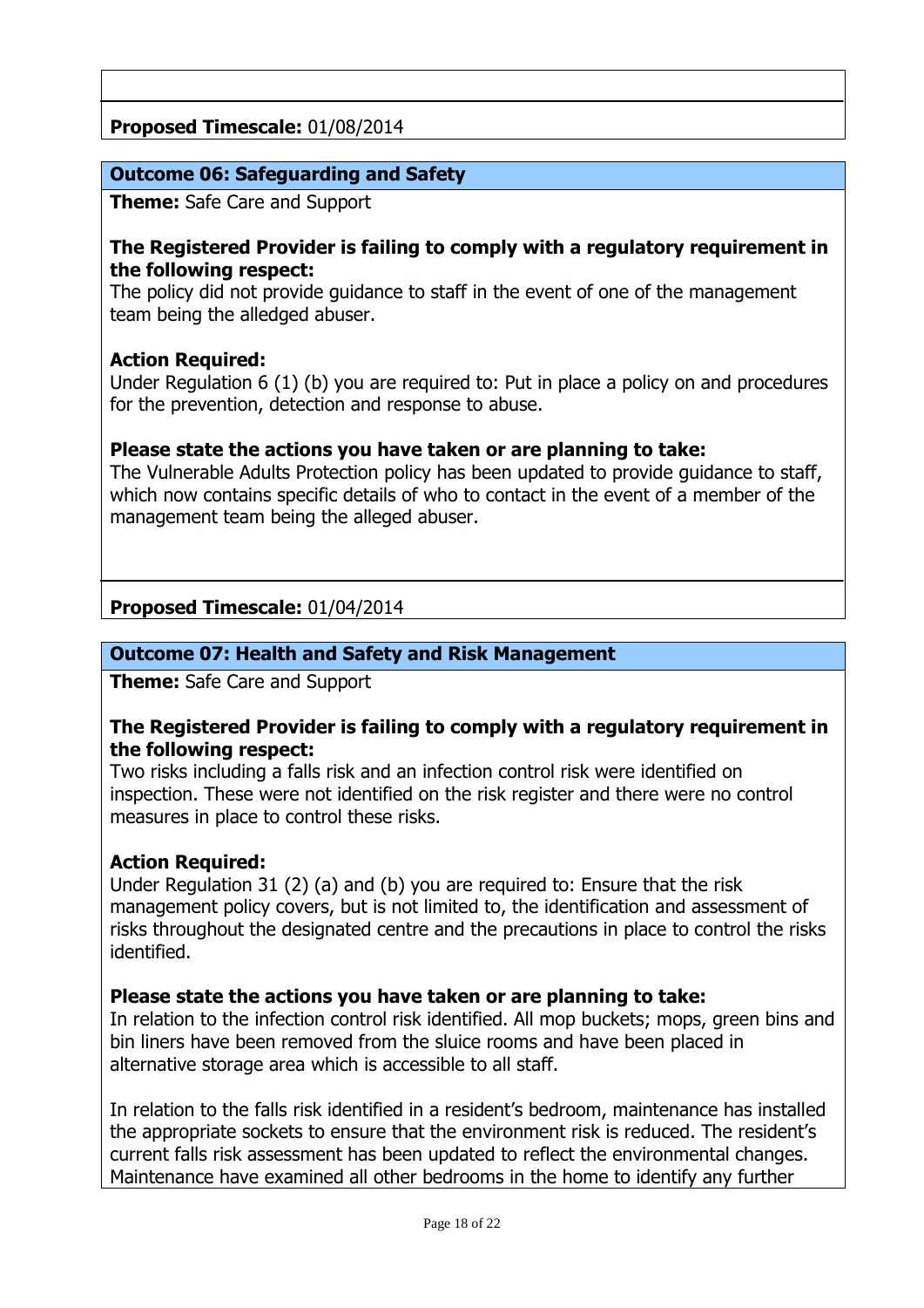**Proposed Timescale:** 01/08/2014

## Outcome 06: Safeguarding and Safety

**Theme:** Safe Care and Support

**The Registered Provider is failing to comply with a regulatory requirement in the following respect:**
The policy did not provide guidance to staff in the event of one of the management team being the alledged abuser.

**Action Required:**
Under Regulation 6 (1) (b) you are required to: Put in place a policy on and procedures for the prevention, detection and response to abuse.

**Please state the actions you have taken or are planning to take:**
The Vulnerable Adults Protection policy has been updated to provide guidance to staff, which now contains specific details of who to contact in the event of a member of the management team being the alleged abuser.

**Proposed Timescale:** 01/04/2014

## Outcome 07: Health and Safety and Risk Management

**Theme:** Safe Care and Support

**The Registered Provider is failing to comply with a regulatory requirement in the following respect:**
Two risks including a falls risk and an infection control risk were identified on inspection. These were not identified on the risk register and there were no control measures in place to control these risks.

**Action Required:**
Under Regulation 31 (2) (a) and (b) you are required to: Ensure that the risk management policy covers, but is not limited to, the identification and assessment of risks throughout the designated centre and the precautions in place to control the risks identified.

**Please state the actions you have taken or are planning to take:**
In relation to the infection control risk identified. All mop buckets; mops, green bins and bin liners have been removed from the sluice rooms and have been placed in alternative storage area which is accessible to all staff.

In relation to the falls risk identified in a resident's bedroom, maintenance has installed the appropriate sockets to ensure that the environment risk is reduced. The resident's current falls risk assessment has been updated to reflect the environmental changes. Maintenance have examined all other bedrooms in the home to identify any further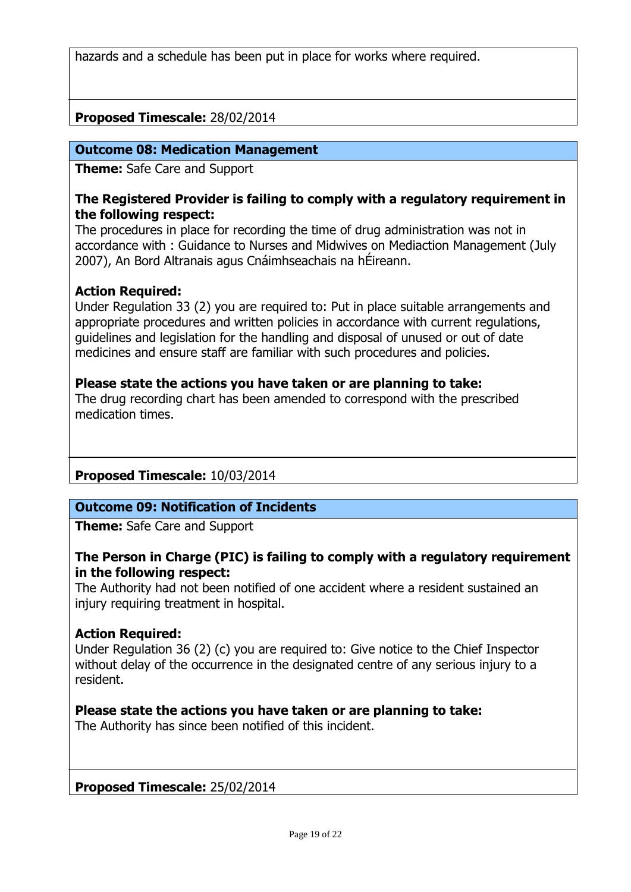hazards and a schedule has been put in place for works where required.

**Proposed Timescale:** 28/02/2014

**Outcome 08: Medication Management**

**Theme:** Safe Care and Support

**The Registered Provider is failing to comply with a regulatory requirement in the following respect:**
The procedures in place for recording the time of drug administration was not in accordance with : Guidance to Nurses and Midwives on Mediaction Management (July 2007), An Bord Altranais agus Cnáimhseachais na hÉireann.

**Action Required:**
Under Regulation 33 (2) you are required to: Put in place suitable arrangements and appropriate procedures and written policies in accordance with current regulations, guidelines and legislation for the handling and disposal of unused or out of date medicines and ensure staff are familiar with such procedures and policies.

**Please state the actions you have taken or are planning to take:**
The drug recording chart has been amended to correspond with the prescribed medication times.

**Proposed Timescale:** 10/03/2014

**Outcome 09: Notification of Incidents**

**Theme:** Safe Care and Support

**The Person in Charge (PIC) is failing to comply with a regulatory requirement in the following respect:**
The Authority had not been notified of one accident where a resident sustained an injury requiring treatment in hospital.

**Action Required:**
Under Regulation 36 (2) (c) you are required to: Give notice to the Chief Inspector without delay of the occurrence in the designated centre of any serious injury to a resident.

**Please state the actions you have taken or are planning to take:**
The Authority has since been notified of this incident.

**Proposed Timescale:** 25/02/2014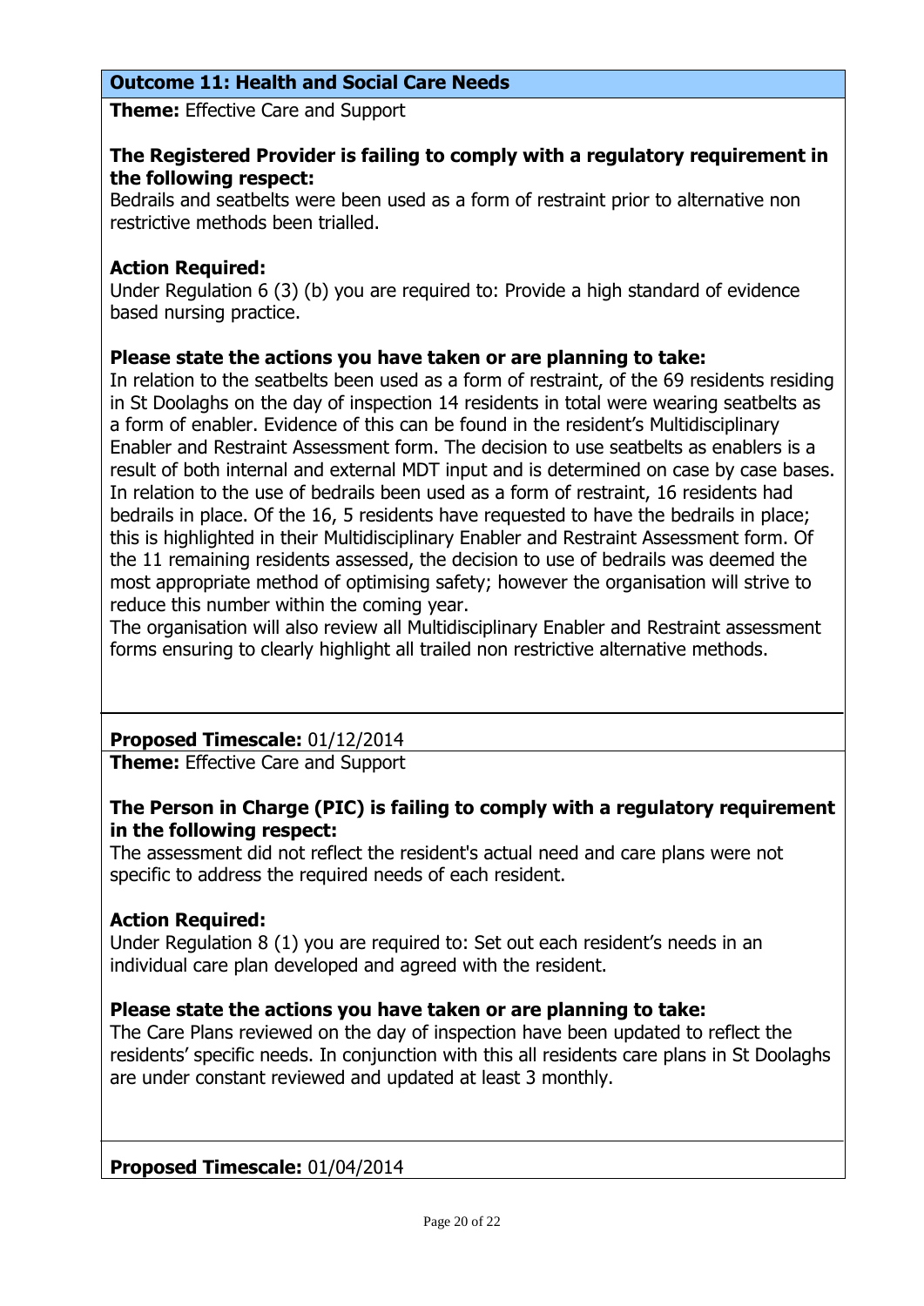## Outcome 11: Health and Social Care Needs

**Theme:** Effective Care and Support

**The Registered Provider is failing to comply with a regulatory requirement in the following respect:**
Bedrails and seatbelts were been used as a form of restraint prior to alternative non restrictive methods been trialled.

**Action Required:**
Under Regulation 6 (3) (b) you are required to: Provide a high standard of evidence based nursing practice.

**Please state the actions you have taken or are planning to take:**
In relation to the seatbelts been used as a form of restraint, of the 69 residents residing in St Doolaghs on the day of inspection 14 residents in total were wearing seatbelts as a form of enabler. Evidence of this can be found in the resident's Multidisciplinary Enabler and Restraint Assessment form. The decision to use seatbelts as enablers is a result of both internal and external MDT input and is determined on case by case bases. In relation to the use of bedrails been used as a form of restraint, 16 residents had bedrails in place. Of the 16, 5 residents have requested to have the bedrails in place; this is highlighted in their Multidisciplinary Enabler and Restraint Assessment form. Of the 11 remaining residents assessed, the decision to use of bedrails was deemed the most appropriate method of optimising safety; however the organisation will strive to reduce this number within the coming year.
The organisation will also review all Multidisciplinary Enabler and Restraint assessment forms ensuring to clearly highlight all trailed non restrictive alternative methods.

**Proposed Timescale:** 01/12/2014

**Theme:** Effective Care and Support

**The Person in Charge (PIC) is failing to comply with a regulatory requirement in the following respect:**
The assessment did not reflect the resident's actual need and care plans were not specific to address the required needs of each resident.

**Action Required:**
Under Regulation 8 (1) you are required to: Set out each resident's needs in an individual care plan developed and agreed with the resident.

**Please state the actions you have taken or are planning to take:**
The Care Plans reviewed on the day of inspection have been updated to reflect the residents' specific needs. In conjunction with this all residents care plans in St Doolaghs are under constant reviewed and updated at least 3 monthly.

**Proposed Timescale:** 01/04/2014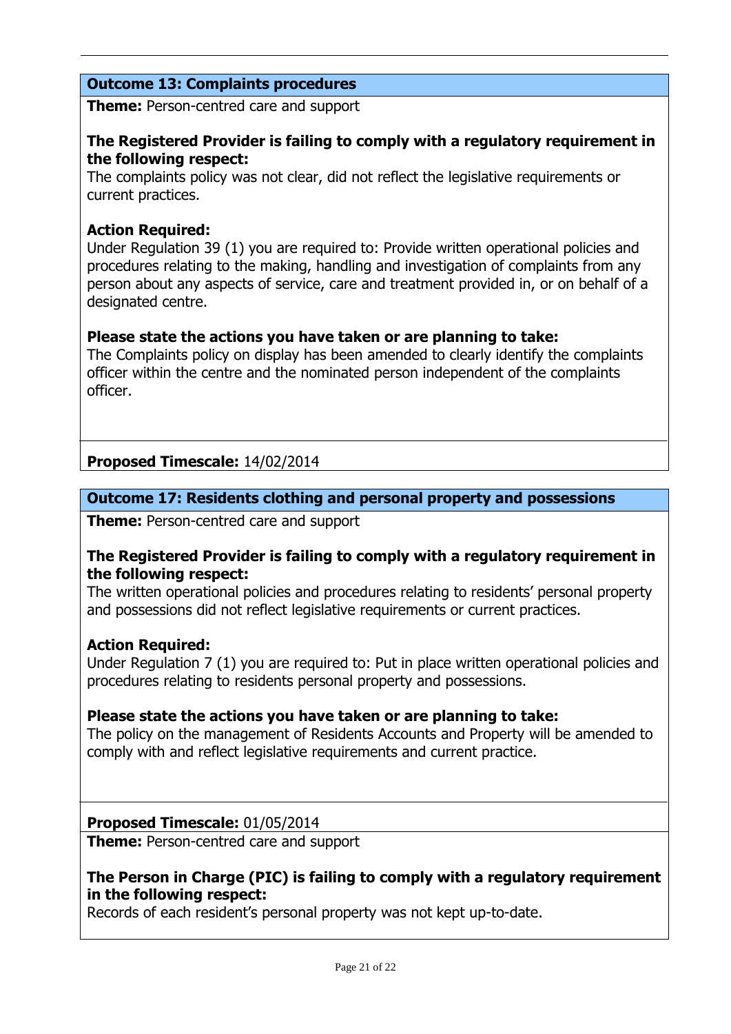## Outcome 13: Complaints procedures

**Theme:** Person-centred care and support

**The Registered Provider is failing to comply with a regulatory requirement in the following respect:**

The complaints policy was not clear, did not reflect the legislative requirements or current practices.

**Action Required:**

Under Regulation 39 (1) you are required to: Provide written operational policies and procedures relating to the making, handling and investigation of complaints from any person about any aspects of service, care and treatment provided in, or on behalf of a designated centre.

**Please state the actions you have taken or are planning to take:**

The Complaints policy on display has been amended to clearly identify the complaints officer within the centre and the nominated person independent of the complaints officer.

**Proposed Timescale:** 14/02/2014

## Outcome 17: Residents clothing and personal property and possessions

**Theme:** Person-centred care and support

**The Registered Provider is failing to comply with a regulatory requirement in the following respect:**

The written operational policies and procedures relating to residents' personal property and possessions did not reflect legislative requirements or current practices.

**Action Required:**

Under Regulation 7 (1) you are required to: Put in place written operational policies and procedures relating to residents personal property and possessions.

**Please state the actions you have taken or are planning to take:**

The policy on the management of Residents Accounts and Property will be amended to comply with and reflect legislative requirements and current practice.

**Proposed Timescale:** 01/05/2014

**Theme:** Person-centred care and support

**The Person in Charge (PIC) is failing to comply with a regulatory requirement in the following respect:**

Records of each resident's personal property was not kept up-to-date.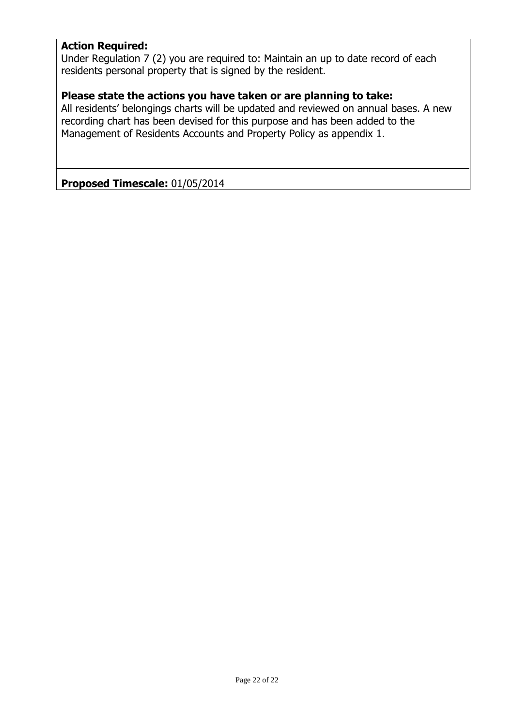**Action Required:**
Under Regulation 7 (2) you are required to: Maintain an up to date record of each residents personal property that is signed by the resident.

**Please state the actions you have taken or are planning to take:**
All residents' belongings charts will be updated and reviewed on annual bases. A new recording chart has been devised for this purpose and has been added to the Management of Residents Accounts and Property Policy as appendix 1.

**Proposed Timescale:** 01/05/2014